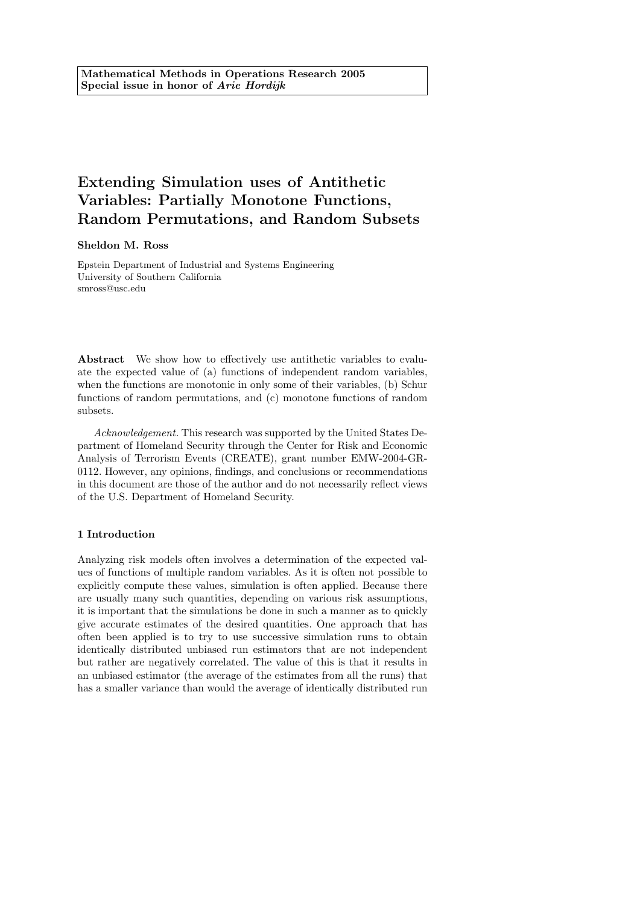**Mathematical Methods in Operations Research 2005**
**Special issue in honor of *Arie Hordijk***

# Extending Simulation uses of Antithetic Variables: Partially Monotone Functions, Random Permutations, and Random Subsets

**Sheldon M. Ross**

Epstein Department of Industrial and Systems Engineering
University of Southern California
smross@usc.edu

**Abstract** We show how to effectively use antithetic variables to evaluate the expected value of (a) functions of independent random variables, when the functions are monotonic in only some of their variables, (b) Schur functions of random permutations, and (c) monotone functions of random subsets.

*Acknowledgement.* This research was supported by the United States Department of Homeland Security through the Center for Risk and Economic Analysis of Terrorism Events (CREATE), grant number EMW-2004-GR-0112. However, any opinions, findings, and conclusions or recommendations in this document are those of the author and do not necessarily reflect views of the U.S. Department of Homeland Security.

## 1 Introduction

Analyzing risk models often involves a determination of the expected values of functions of multiple random variables. As it is often not possible to explicitly compute these values, simulation is often applied. Because there are usually many such quantities, depending on various risk assumptions, it is important that the simulations be done in such a manner as to quickly give accurate estimates of the desired quantities. One approach that has often been applied is to try to use successive simulation runs to obtain identically distributed unbiased run estimators that are not independent but rather are negatively correlated. The value of this is that it results in an unbiased estimator (the average of the estimates from all the runs) that has a smaller variance than would the average of identically distributed run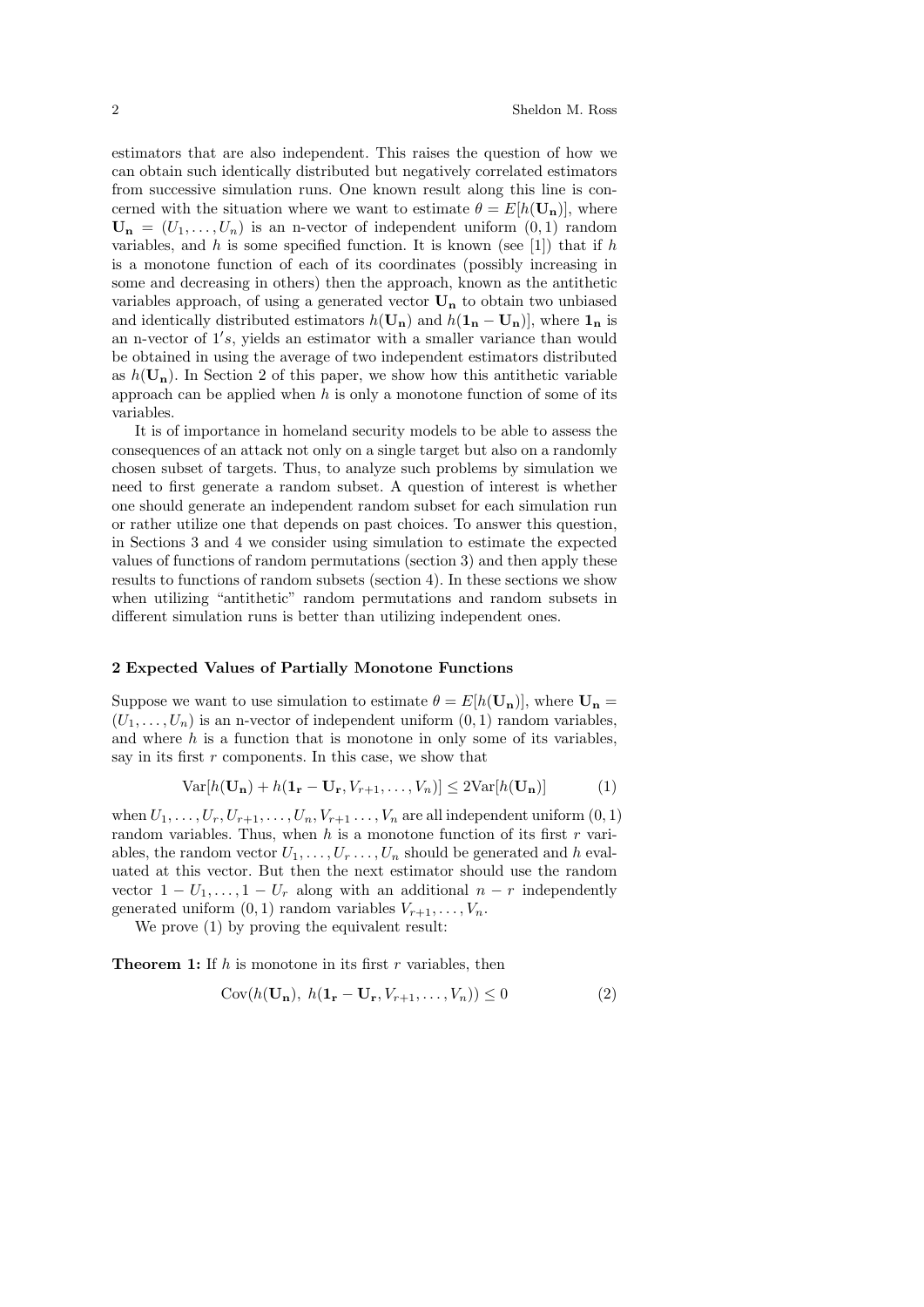estimators that are also independent. This raises the question of how we can obtain such identically distributed but negatively correlated estimators from successive simulation runs. One known result along this line is concerned with the situation where we want to estimate $\theta = E[h(\mathbf{U_n})]$, where $\mathbf{U_n} = (U_1, \ldots, U_n)$ is an n-vector of independent uniform $(0, 1)$ random variables, and $h$ is some specified function. It is known (see [1]) that if $h$ is a monotone function of each of its coordinates (possibly increasing in some and decreasing in others) then the approach, known as the antithetic variables approach, of using a generated vector $\mathbf{U_n}$ to obtain two unbiased and identically distributed estimators $h(\mathbf{U_n})$ and $h(\mathbf{1_n} - \mathbf{U_n})$], where $\mathbf{1_n}$ is an n-vector of $1's$, yields an estimator with a smaller variance than would be obtained in using the average of two independent estimators distributed as $h(\mathbf{U_n})$. In Section 2 of this paper, we show how this antithetic variable approach can be applied when $h$ is only a monotone function of some of its variables.

It is of importance in homeland security models to be able to assess the consequences of an attack not only on a single target but also on a randomly chosen subset of targets. Thus, to analyze such problems by simulation we need to first generate a random subset. A question of interest is whether one should generate an independent random subset for each simulation run or rather utilize one that depends on past choices. To answer this question, in Sections 3 and 4 we consider using simulation to estimate the expected values of functions of random permutations (section 3) and then apply these results to functions of random subsets (section 4). In these sections we show when utilizing "antithetic" random permutations and random subsets in different simulation runs is better than utilizing independent ones.

## 2 Expected Values of Partially Monotone Functions

Suppose we want to use simulation to estimate $\theta = E[h(\mathbf{U_n})]$, where $\mathbf{U_n} = (U_1, \ldots, U_n)$ is an n-vector of independent uniform $(0, 1)$ random variables, and where $h$ is a function that is monotone in only some of its variables, say in its first $r$ components. In this case, we show that

$$\mathrm{Var}[h(\mathbf{U_n}) + h(\mathbf{1_r} - \mathbf{U_r}, V_{r+1}, \ldots, V_n)] \leq 2\mathrm{Var}[h(\mathbf{U_n})] \tag{1}$$

when $U_1, \ldots, U_r, U_{r+1}, \ldots, U_n, V_{r+1} \ldots, V_n$ are all independent uniform $(0, 1)$ random variables. Thus, when $h$ is a monotone function of its first $r$ variables, the random vector $U_1, \ldots, U_r \ldots, U_n$ should be generated and $h$ evaluated at this vector. But then the next estimator should use the random vector $1 - U_1, \ldots, 1 - U_r$ along with an additional $n - r$ independently generated uniform $(0, 1)$ random variables $V_{r+1}, \ldots, V_n$.

We prove (1) by proving the equivalent result:

**Theorem 1:** If $h$ is monotone in its first $r$ variables, then

$$\mathrm{Cov}(h(\mathbf{U_n}),\ h(\mathbf{1_r} - \mathbf{U_r}, V_{r+1}, \ldots, V_n)) \leq 0 \tag{2}$$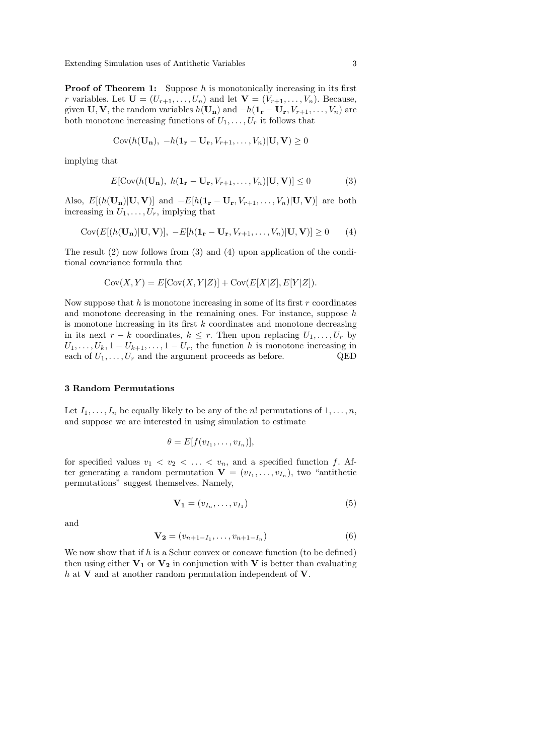**Proof of Theorem 1:** Suppose $h$ is monotonically increasing in its first $r$ variables. Let $\mathbf{U} = (U_{r+1}, \ldots, U_n)$ and let $\mathbf{V} = (V_{r+1}, \ldots, V_n)$. Because, given $\mathbf{U}, \mathbf{V}$, the random variables $h(\mathbf{U_n})$ and $-h(\mathbf{1_r} - \mathbf{U_r}, V_{r+1}, \ldots, V_n)$ are both monotone increasing functions of $U_1, \ldots, U_r$ it follows that

$$\mathrm{Cov}(h(\mathbf{U_n}),\ -h(\mathbf{1_r} - \mathbf{U_r}, V_{r+1}, \ldots, V_n)|\mathbf{U}, \mathbf{V}) \geq 0$$

implying that

$$E[\mathrm{Cov}(h(\mathbf{U_n}),\ h(\mathbf{1_r} - \mathbf{U_r}, V_{r+1}, \ldots, V_n)|\mathbf{U}, \mathbf{V})] \leq 0 \tag{3}$$

Also, $E[(h(\mathbf{U_n})|\mathbf{U}, \mathbf{V})]$ and $-E[h(\mathbf{1_r} - \mathbf{U_r}, V_{r+1}, \ldots, V_n)|\mathbf{U}, \mathbf{V})]$ are both increasing in $U_1, \ldots, U_r$, implying that

$$\mathrm{Cov}(E[(h(\mathbf{U_n})|\mathbf{U}, \mathbf{V})],\ -E[h(\mathbf{1_r} - \mathbf{U_r}, V_{r+1}, \ldots, V_n)|\mathbf{U}, \mathbf{V})] \geq 0 \tag{4}$$

The result (2) now follows from (3) and (4) upon application of the conditional covariance formula that

$$\mathrm{Cov}(X, Y) = E[\mathrm{Cov}(X, Y|Z)] + \mathrm{Cov}(E[X|Z], E[Y|Z]).$$

Now suppose that $h$ is monotone increasing in some of its first $r$ coordinates and monotone decreasing in the remaining ones. For instance, suppose $h$ is monotone increasing in its first $k$ coordinates and monotone decreasing in its next $r - k$ coordinates, $k \leq r$. Then upon replacing $U_1, \ldots, U_r$ by $U_1, \ldots, U_k, 1 - U_{k+1}, \ldots, 1 - U_r$, the function $h$ is monotone increasing in each of $U_1, \ldots, U_r$ and the argument proceeds as before. QED

### 3 Random Permutations

Let $I_1, \ldots, I_n$ be equally likely to be any of the $n!$ permutations of $1, \ldots, n$, and suppose we are interested in using simulation to estimate

$$\theta = E[f(v_{I_1}, \ldots, v_{I_n})],$$

for specified values $v_1 < v_2 < \ldots < v_n$, and a specified function $f$. After generating a random permutation $\mathbf{V} = (v_{I_1}, \ldots, v_{I_n})$, two "antithetic permutations" suggest themselves. Namely,

$$\mathbf{V_1} = (v_{I_n}, \ldots, v_{I_1}) \tag{5}$$

and

$$\mathbf{V_2} = (v_{n+1-I_1}, \ldots, v_{n+1-I_n}) \tag{6}$$

We now show that if $h$ is a Schur convex or concave function (to be defined) then using either $\mathbf{V_1}$ or $\mathbf{V_2}$ in conjunction with $\mathbf{V}$ is better than evaluating $h$ at $\mathbf{V}$ and at another random permutation independent of $\mathbf{V}$.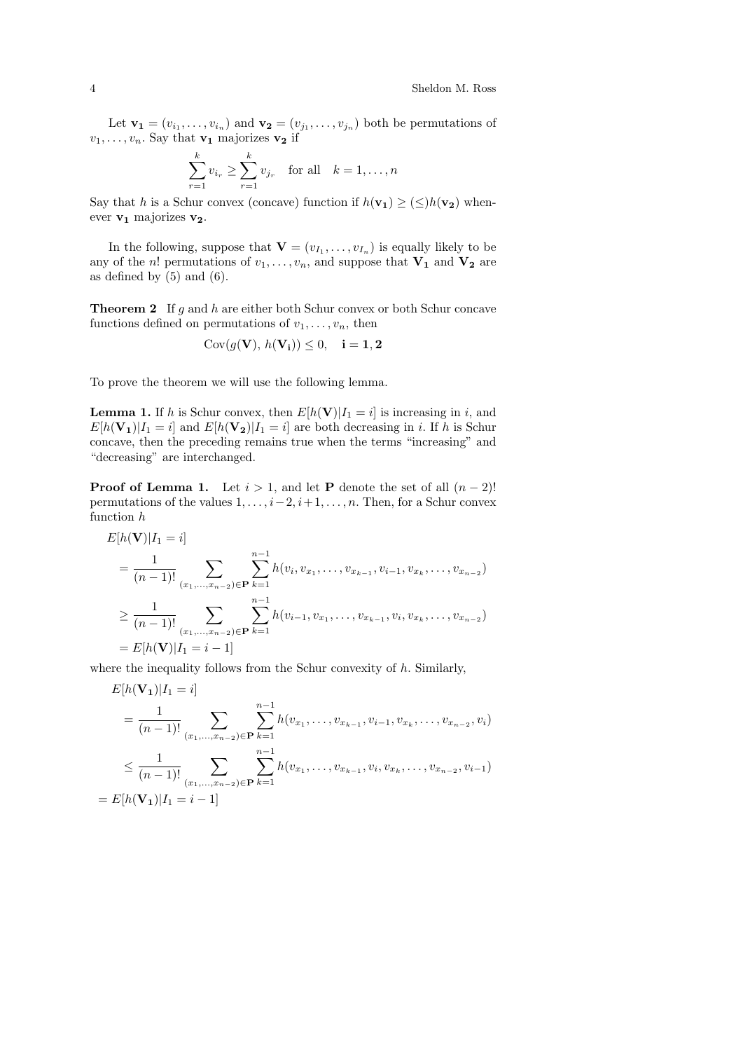Let $\mathbf{v_1} = (v_{i_1}, \ldots, v_{i_n})$ and $\mathbf{v_2} = (v_{j_1}, \ldots, v_{j_n})$ both be permutations of $v_1, \ldots, v_n$. Say that $\mathbf{v_1}$ majorizes $\mathbf{v_2}$ if

$$\sum_{r=1}^{k} v_{i_r} \geq \sum_{r=1}^{k} v_{j_r} \quad \text{for all} \quad k = 1, \ldots, n$$

Say that $h$ is a Schur convex (concave) function if $h(\mathbf{v_1}) \geq (\leq) h(\mathbf{v_2})$ whenever $\mathbf{v_1}$ majorizes $\mathbf{v_2}$.

In the following, suppose that $\mathbf{V} = (v_{I_1}, \ldots, v_{I_n})$ is equally likely to be any of the $n!$ permutations of $v_1, \ldots, v_n$, and suppose that $\mathbf{V_1}$ and $\mathbf{V_2}$ are as defined by (5) and (6).

**Theorem 2** If $g$ and $h$ are either both Schur convex or both Schur concave functions defined on permutations of $v_1, \ldots, v_n$, then

$$\text{Cov}(g(\mathbf{V}),\, h(\mathbf{V_i})) \leq 0, \quad \mathbf{i = 1, 2}$$

To prove the theorem we will use the following lemma.

**Lemma 1.** If $h$ is Schur convex, then $E[h(\mathbf{V})|I_1 = i]$ is increasing in $i$, and $E[h(\mathbf{V_1})|I_1 = i]$ and $E[h(\mathbf{V_2})|I_1 = i]$ are both decreasing in $i$. If $h$ is Schur concave, then the preceding remains true when the terms "increasing" and "decreasing" are interchanged.

**Proof of Lemma 1.** Let $i > 1$, and let $\mathbf{P}$ denote the set of all $(n-2)!$ permutations of the values $1, \ldots, i-2, i+1, \ldots, n$. Then, for a Schur convex function $h$

$$\begin{aligned}
&E[h(\mathbf{V})|I_1 = i] \\
&= \frac{1}{(n-1)!} \sum_{(x_1, \ldots, x_{n-2}) \in \mathbf{P}} \sum_{k=1}^{n-1} h(v_i, v_{x_1}, \ldots, v_{x_{k-1}}, v_{i-1}, v_{x_k}, \ldots, v_{x_{n-2}}) \\
&\geq \frac{1}{(n-1)!} \sum_{(x_1, \ldots, x_{n-2}) \in \mathbf{P}} \sum_{k=1}^{n-1} h(v_{i-1}, v_{x_1}, \ldots, v_{x_{k-1}}, v_i, v_{x_k}, \ldots, v_{x_{n-2}}) \\
&= E[h(\mathbf{V})|I_1 = i-1]
\end{aligned}$$

where the inequality follows from the Schur convexity of $h$. Similarly,

$$\begin{aligned}
&E[h(\mathbf{V_1})|I_1 = i] \\
&= \frac{1}{(n-1)!} \sum_{(x_1, \ldots, x_{n-2}) \in \mathbf{P}} \sum_{k=1}^{n-1} h(v_{x_1}, \ldots, v_{x_{k-1}}, v_{i-1}, v_{x_k}, \ldots, v_{x_{n-2}}, v_i) \\
&\leq \frac{1}{(n-1)!} \sum_{(x_1, \ldots, x_{n-2}) \in \mathbf{P}} \sum_{k=1}^{n-1} h(v_{x_1}, \ldots, v_{x_{k-1}}, v_i, v_{x_k}, \ldots, v_{x_{n-2}}, v_{i-1}) \\
&= E[h(\mathbf{V_1})|I_1 = i-1]
\end{aligned}$$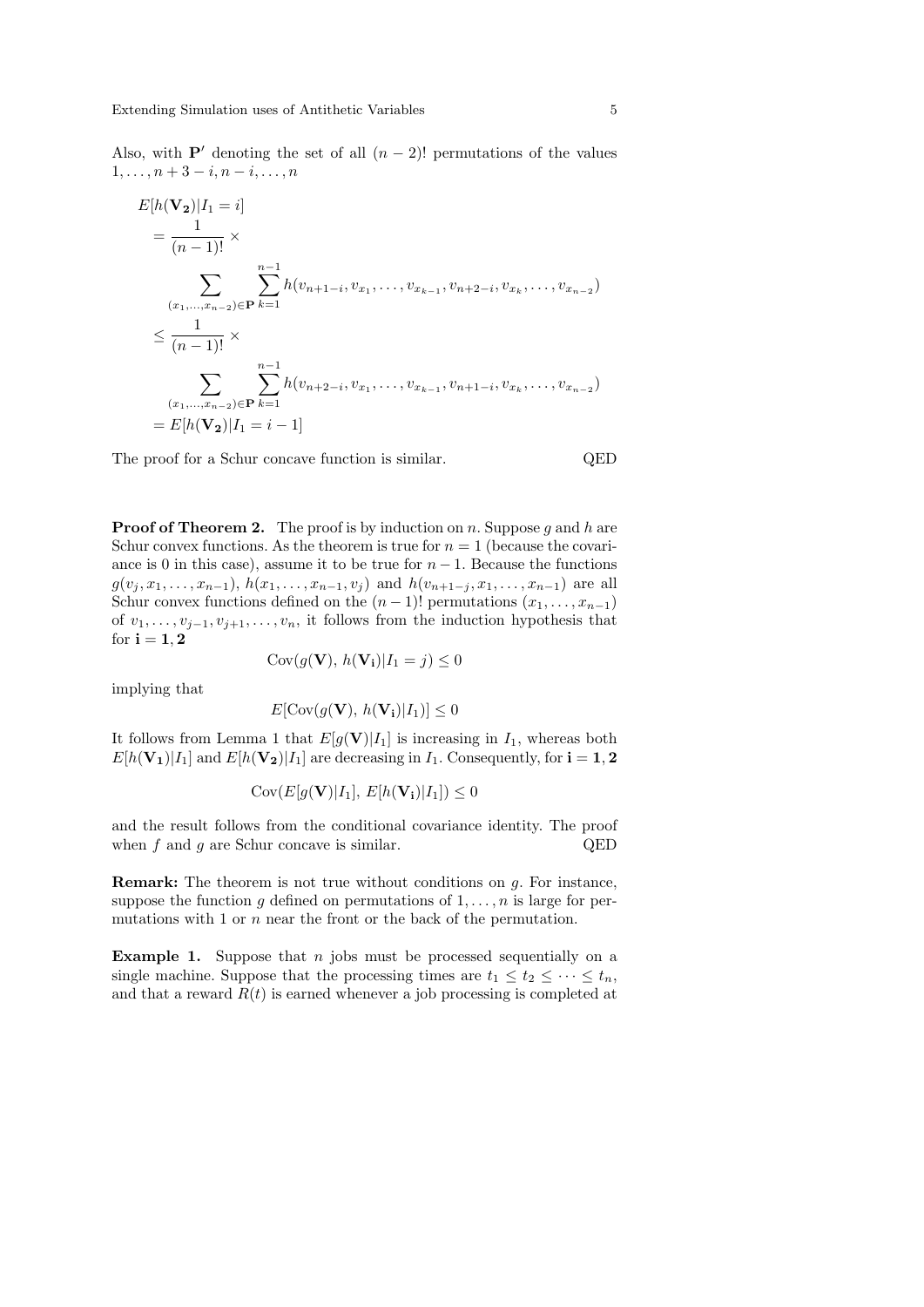Also, with $\mathbf{P}'$ denoting the set of all $(n-2)!$ permutations of the values $1, \ldots, n+3-i, n-i, \ldots, n$

$$
\begin{aligned}
& E[h(\mathbf{V_2})|I_1 = i] \\
& = \frac{1}{(n-1)!} \times \\
& \qquad \sum_{(x_1,\ldots,x_{n-2})\in \mathbf{P}} \sum_{k=1}^{n-1} h(v_{n+1-i}, v_{x_1}, \ldots, v_{x_{k-1}}, v_{n+2-i}, v_{x_k}, \ldots, v_{x_{n-2}}) \\
& \le \frac{1}{(n-1)!} \times \\
& \qquad \sum_{(x_1,\ldots,x_{n-2})\in \mathbf{P}} \sum_{k=1}^{n-1} h(v_{n+2-i}, v_{x_1}, \ldots, v_{x_{k-1}}, v_{n+1-i}, v_{x_k}, \ldots, v_{x_{n-2}}) \\
& = E[h(\mathbf{V_2})|I_1 = i-1]
\end{aligned}
$$

The proof for a Schur concave function is similar. QED

**Proof of Theorem 2.** The proof is by induction on $n$. Suppose $g$ and $h$ are Schur convex functions. As the theorem is true for $n = 1$ (because the covariance is 0 in this case), assume it to be true for $n-1$. Because the functions $g(v_j, x_1, \ldots, x_{n-1})$, $h(x_1, \ldots, x_{n-1}, v_j)$ and $h(v_{n+1-j}, x_1, \ldots, x_{n-1})$ are all Schur convex functions defined on the $(n-1)!$ permutations $(x_1, \ldots, x_{n-1})$ of $v_1, \ldots, v_{j-1}, v_{j+1}, \ldots, v_n$, it follows from the induction hypothesis that for $\mathbf{i} = \mathbf{1}, \mathbf{2}$

$$
\text{Cov}(g(\mathbf{V}),\, h(\mathbf{V_i})|I_1 = j) \le 0
$$

implying that

$$
E[\text{Cov}(g(\mathbf{V}),\, h(\mathbf{V_i})|I_1)] \le 0
$$

It follows from Lemma 1 that $E[g(\mathbf{V})|I_1]$ is increasing in $I_1$, whereas both $E[h(\mathbf{V_1})|I_1]$ and $E[h(\mathbf{V_2})|I_1]$ are decreasing in $I_1$. Consequently, for $\mathbf{i} = \mathbf{1}, \mathbf{2}$

$$
\text{Cov}(E[g(\mathbf{V})|I_1],\, E[h(\mathbf{V_i})|I_1]) \le 0
$$

and the result follows from the conditional covariance identity. The proof when $f$ and $g$ are Schur concave is similar. QED

**Remark:** The theorem is not true without conditions on $g$. For instance, suppose the function $g$ defined on permutations of $1, \ldots, n$ is large for permutations with 1 or $n$ near the front or the back of the permutation.

**Example 1.** Suppose that $n$ jobs must be processed sequentially on a single machine. Suppose that the processing times are $t_1 \le t_2 \le \cdots \le t_n$, and that a reward $R(t)$ is earned whenever a job processing is completed at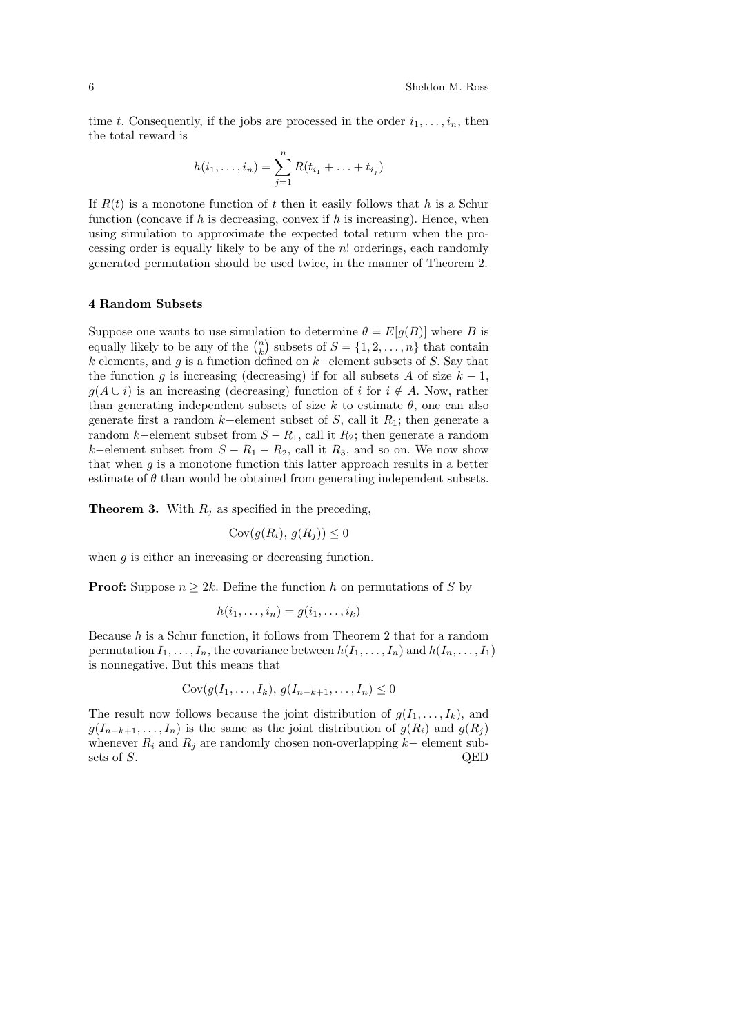time $t$. Consequently, if the jobs are processed in the order $i_1, \ldots, i_n$, then the total reward is

$$h(i_1, \ldots, i_n) = \sum_{j=1}^{n} R(t_{i_1} + \ldots + t_{i_j})$$

If $R(t)$ is a monotone function of $t$ then it easily follows that $h$ is a Schur function (concave if $h$ is decreasing, convex if $h$ is increasing). Hence, when using simulation to approximate the expected total return when the processing order is equally likely to be any of the $n!$ orderings, each randomly generated permutation should be used twice, in the manner of Theorem 2.

## 4 Random Subsets

Suppose one wants to use simulation to determine $\theta = E[g(B)]$ where $B$ is equally likely to be any of the $\binom{n}{k}$ subsets of $S = \{1, 2, \ldots, n\}$ that contain $k$ elements, and $g$ is a function defined on $k-$element subsets of $S$. Say that the function $g$ is increasing (decreasing) if for all subsets $A$ of size $k-1$, $g(A \cup i)$ is an increasing (decreasing) function of $i$ for $i \notin A$. Now, rather than generating independent subsets of size $k$ to estimate $\theta$, one can also generate first a random $k-$element subset of $S$, call it $R_1$; then generate a random $k-$element subset from $S - R_1$, call it $R_2$; then generate a random $k-$element subset from $S - R_1 - R_2$, call it $R_3$, and so on. We now show that when $g$ is a monotone function this latter approach results in a better estimate of $\theta$ than would be obtained from generating independent subsets.

**Theorem 3.** With $R_j$ as specified in the preceding,

$$\text{Cov}(g(R_i), g(R_j)) \leq 0$$

when $g$ is either an increasing or decreasing function.

**Proof:** Suppose $n \geq 2k$. Define the function $h$ on permutations of $S$ by

$$h(i_1, \ldots, i_n) = g(i_1, \ldots, i_k)$$

Because $h$ is a Schur function, it follows from Theorem 2 that for a random permutation $I_1, \ldots, I_n$, the covariance between $h(I_1, \ldots, I_n)$ and $h(I_n, \ldots, I_1)$ is nonnegative. But this means that

$$\text{Cov}(g(I_1, \ldots, I_k), g(I_{n-k+1}, \ldots, I_n) \leq 0$$

The result now follows because the joint distribution of $g(I_1, \ldots, I_k)$, and $g(I_{n-k+1}, \ldots, I_n)$ is the same as the joint distribution of $g(R_i)$ and $g(R_j)$ whenever $R_i$ and $R_j$ are randomly chosen non-overlapping $k-$ element subsets of $S$. QED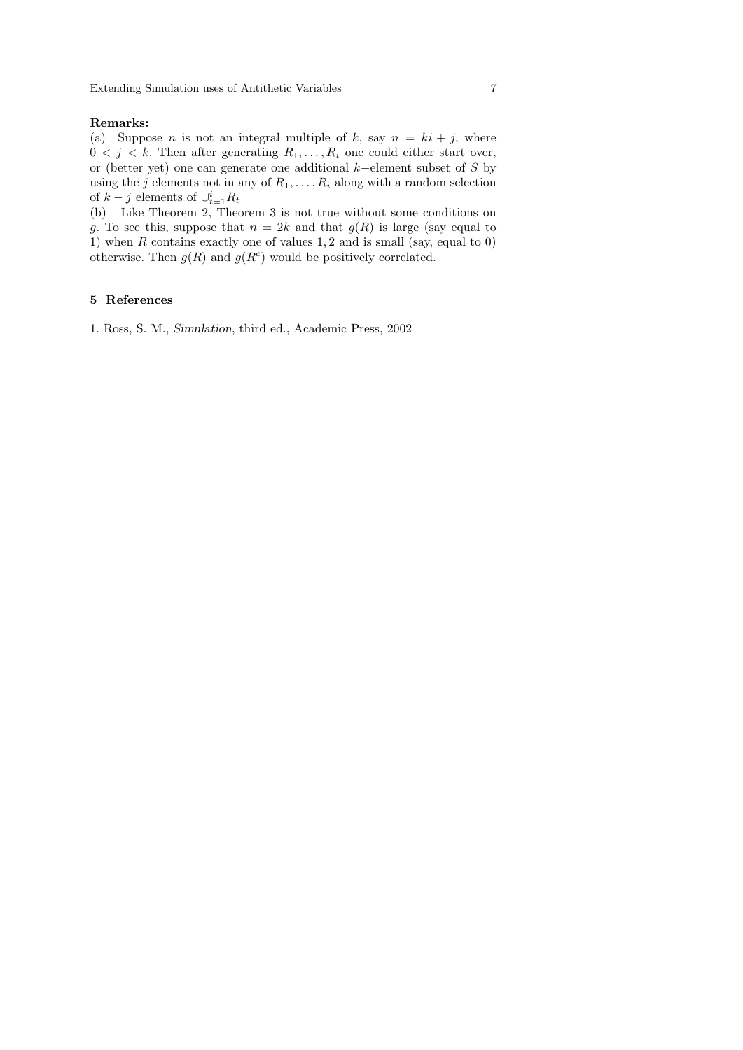**Remarks:**

(a) Suppose $n$ is not an integral multiple of $k$, say $n = ki + j$, where $0 < j < k$. Then after generating $R_1, \ldots, R_i$ one could either start over, or (better yet) one can generate one additional $k-$element subset of $S$ by using the $j$ elements not in any of $R_1, \ldots, R_i$ along with a random selection of $k - j$ elements of $\cup_{t=1}^{i} R_t$

(b) Like Theorem 2, Theorem 3 is not true without some conditions on $g$. To see this, suppose that $n = 2k$ and that $g(R)$ is large (say equal to 1) when $R$ contains exactly one of values $1, 2$ and is small (say, equal to 0) otherwise. Then $g(R)$ and $g(R^c)$ would be positively correlated.

## 5 References

1. Ross, S. M., *Simulation*, third ed., Academic Press, 2002